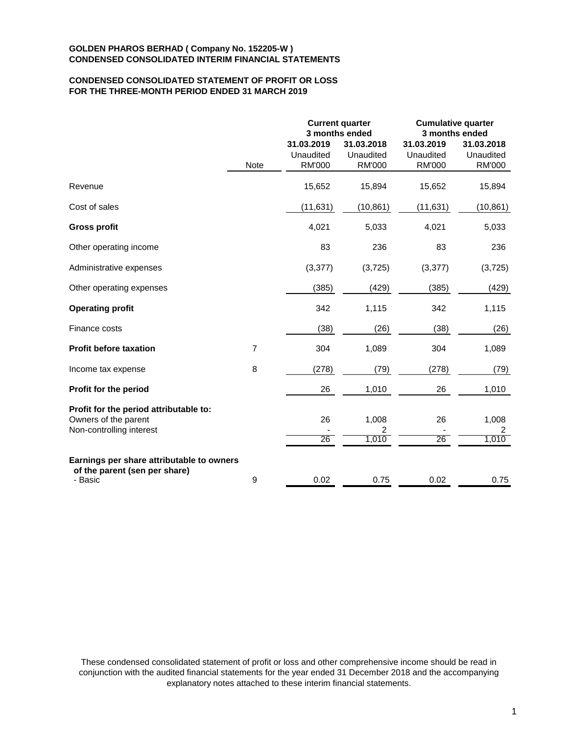**GOLDEN PHAROS BERHAD ( Company No. 152205-W )**
**CONDENSED CONSOLIDATED INTERIM FINANCIAL STATEMENTS**

**CONDENSED CONSOLIDATED STATEMENT OF PROFIT OR LOSS**
**FOR THE THREE-MONTH PERIOD ENDED 31 MARCH 2019**

| | Note | Current quarter 3 months ended | | Cumulative quarter 3 months ended | |
|---|---|---|---|---|---|
| | | 31.03.2019 Unaudited RM'000 | 31.03.2018 Unaudited RM'000 | 31.03.2019 Unaudited RM'000 | 31.03.2018 Unaudited RM'000 |
| Revenue | | 15,652 | 15,894 | 15,652 | 15,894 |
| Cost of sales | | (11,631) | (10,861) | (11,631) | (10,861) |
| **Gross profit** | | 4,021 | 5,033 | 4,021 | 5,033 |
| Other operating income | | 83 | 236 | 83 | 236 |
| Administrative expenses | | (3,377) | (3,725) | (3,377) | (3,725) |
| Other operating expenses | | (385) | (429) | (385) | (429) |
| **Operating profit** | | 342 | 1,115 | 342 | 1,115 |
| Finance costs | | (38) | (26) | (38) | (26) |
| **Profit before taxation** | 7 | 304 | 1,089 | 304 | 1,089 |
| Income tax expense | 8 | (278) | (79) | (278) | (79) |
| **Profit for the period** | | 26 | 1,010 | 26 | 1,010 |
| **Profit for the period attributable to:** | | | | | |
| Owners of the parent | | 26 | 1,008 | 26 | 1,008 |
| Non-controlling interest | | - | 2 | - | 2 |
| | | 26 | 1,010 | 26 | 1,010 |
| **Earnings per share attributable to owners of the parent (sen per share)** | | | | | |
| - Basic | 9 | 0.02 | 0.75 | 0.02 | 0.75 |

These condensed consolidated statement of profit or loss and other comprehensive income should be read in conjunction with the audited financial statements for the year ended 31 December 2018 and the accompanying explanatory notes attached to these interim financial statements.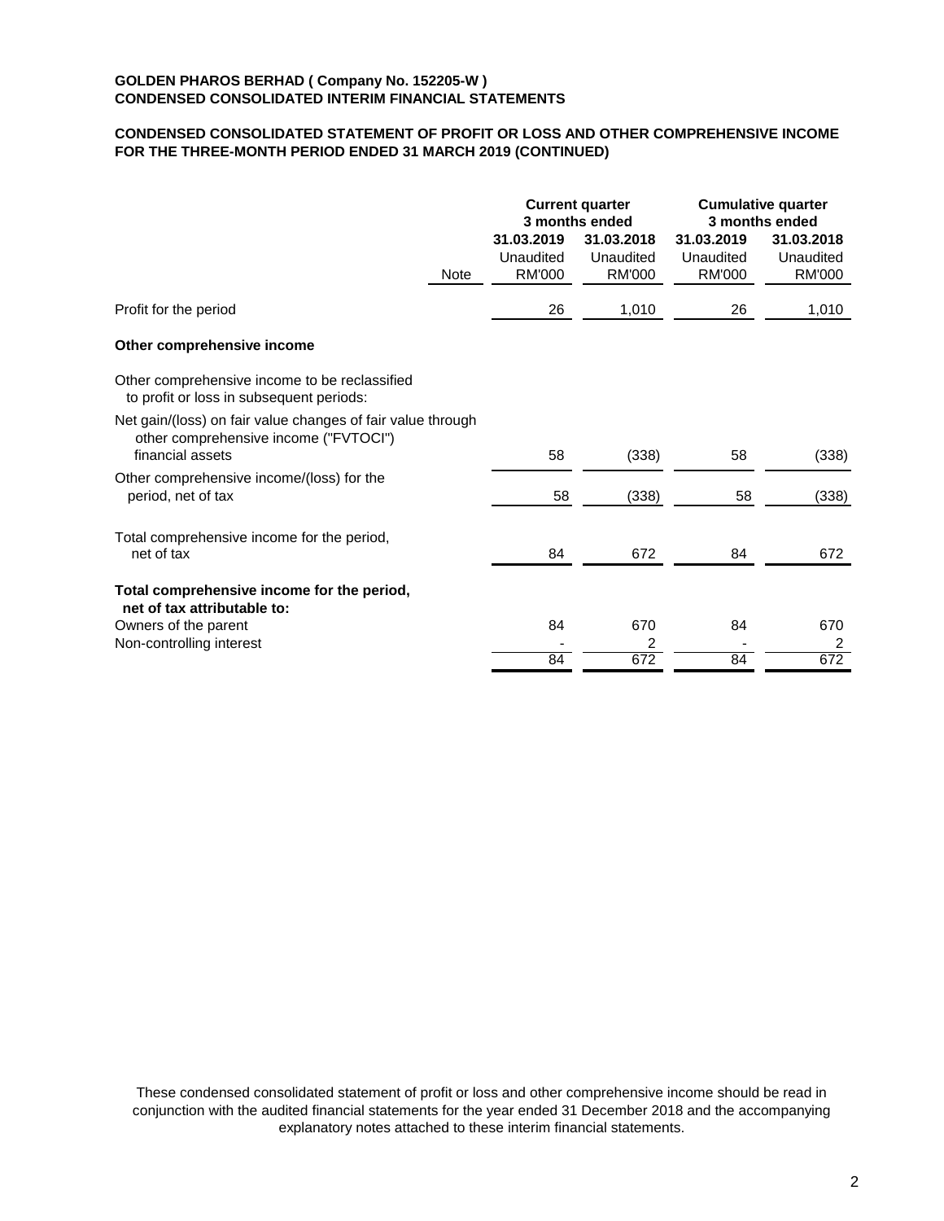**GOLDEN PHAROS BERHAD ( Company No. 152205-W )**
**CONDENSED CONSOLIDATED INTERIM FINANCIAL STATEMENTS**

**CONDENSED CONSOLIDATED STATEMENT OF PROFIT OR LOSS AND OTHER COMPREHENSIVE INCOME FOR THE THREE-MONTH PERIOD ENDED 31 MARCH 2019 (CONTINUED)**

| | | Current quarter 3 months ended | | Cumulative quarter 3 months ended | |
|---|---|---|---|---|---|
| | | 31.03.2019 | 31.03.2018 | 31.03.2019 | 31.03.2018 |
| | | Unaudited | Unaudited | Unaudited | Unaudited |
| | Note | RM'000 | RM'000 | RM'000 | RM'000 |
| Profit for the period | | 26 | 1,010 | 26 | 1,010 |
| **Other comprehensive income** | | | | | |
| Other comprehensive income to be reclassified to profit or loss in subsequent periods: | | | | | |
| Net gain/(loss) on fair value changes of fair value through other comprehensive income ("FVTOCI") financial assets | | 58 | (338) | 58 | (338) |
| Other comprehensive income/(loss) for the period, net of tax | | 58 | (338) | 58 | (338) |
| Total comprehensive income for the period, net of tax | | 84 | 672 | 84 | 672 |
| **Total comprehensive income for the period, net of tax attributable to:** | | | | | |
| Owners of the parent | | 84 | 670 | 84 | 670 |
| Non-controlling interest | | - | 2 | - | 2 |
| | | 84 | 672 | 84 | 672 |

These condensed consolidated statement of profit or loss and other comprehensive income should be read in conjunction with the audited financial statements for the year ended 31 December 2018 and the accompanying explanatory notes attached to these interim financial statements.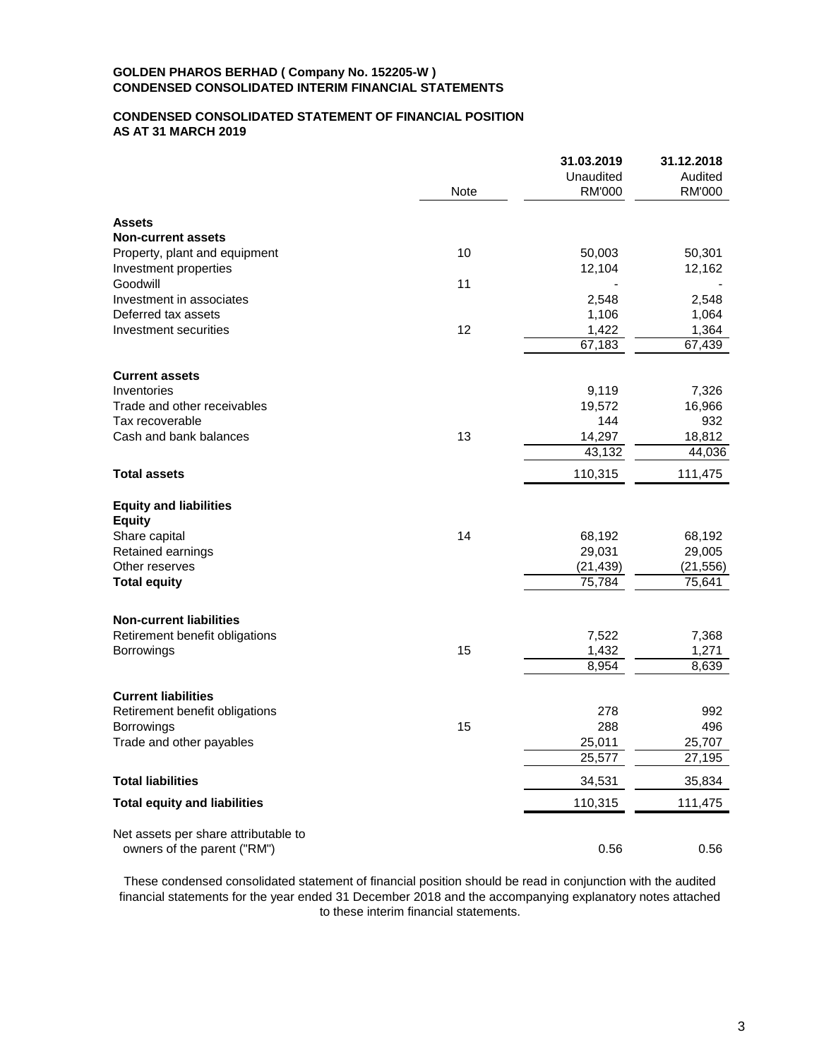**GOLDEN PHAROS BERHAD ( Company No. 152205-W )**
**CONDENSED CONSOLIDATED INTERIM FINANCIAL STATEMENTS**

**CONDENSED CONSOLIDATED STATEMENT OF FINANCIAL POSITION**
**AS AT 31 MARCH 2019**

| | Note | 31.03.2019 Unaudited RM'000 | 31.12.2018 Audited RM'000 |
|---|---|---|---|
| **Assets** | | | |
| **Non-current assets** | | | |
| Property, plant and equipment | 10 | 50,003 | 50,301 |
| Investment properties | | 12,104 | 12,162 |
| Goodwill | 11 | - | - |
| Investment in associates | | 2,548 | 2,548 |
| Deferred tax assets | | 1,106 | 1,064 |
| Investment securities | 12 | 1,422 | 1,364 |
| | | 67,183 | 67,439 |
| **Current assets** | | | |
| Inventories | | 9,119 | 7,326 |
| Trade and other receivables | | 19,572 | 16,966 |
| Tax recoverable | | 144 | 932 |
| Cash and bank balances | 13 | 14,297 | 18,812 |
| | | 43,132 | 44,036 |
| **Total assets** | | 110,315 | 111,475 |
| **Equity and liabilities** | | | |
| **Equity** | | | |
| Share capital | 14 | 68,192 | 68,192 |
| Retained earnings | | 29,031 | 29,005 |
| Other reserves | | (21,439) | (21,556) |
| **Total equity** | | 75,784 | 75,641 |
| **Non-current liabilities** | | | |
| Retirement benefit obligations | | 7,522 | 7,368 |
| Borrowings | 15 | 1,432 | 1,271 |
| | | 8,954 | 8,639 |
| **Current liabilities** | | | |
| Retirement benefit obligations | | 278 | 992 |
| Borrowings | 15 | 288 | 496 |
| Trade and other payables | | 25,011 | 25,707 |
| | | 25,577 | 27,195 |
| **Total liabilities** | | 34,531 | 35,834 |
| **Total equity and liabilities** | | 110,315 | 111,475 |
| Net assets per share attributable to owners of the parent ("RM") | | 0.56 | 0.56 |

These condensed consolidated statement of financial position should be read in conjunction with the audited financial statements for the year ended 31 December 2018 and the accompanying explanatory notes attached to these interim financial statements.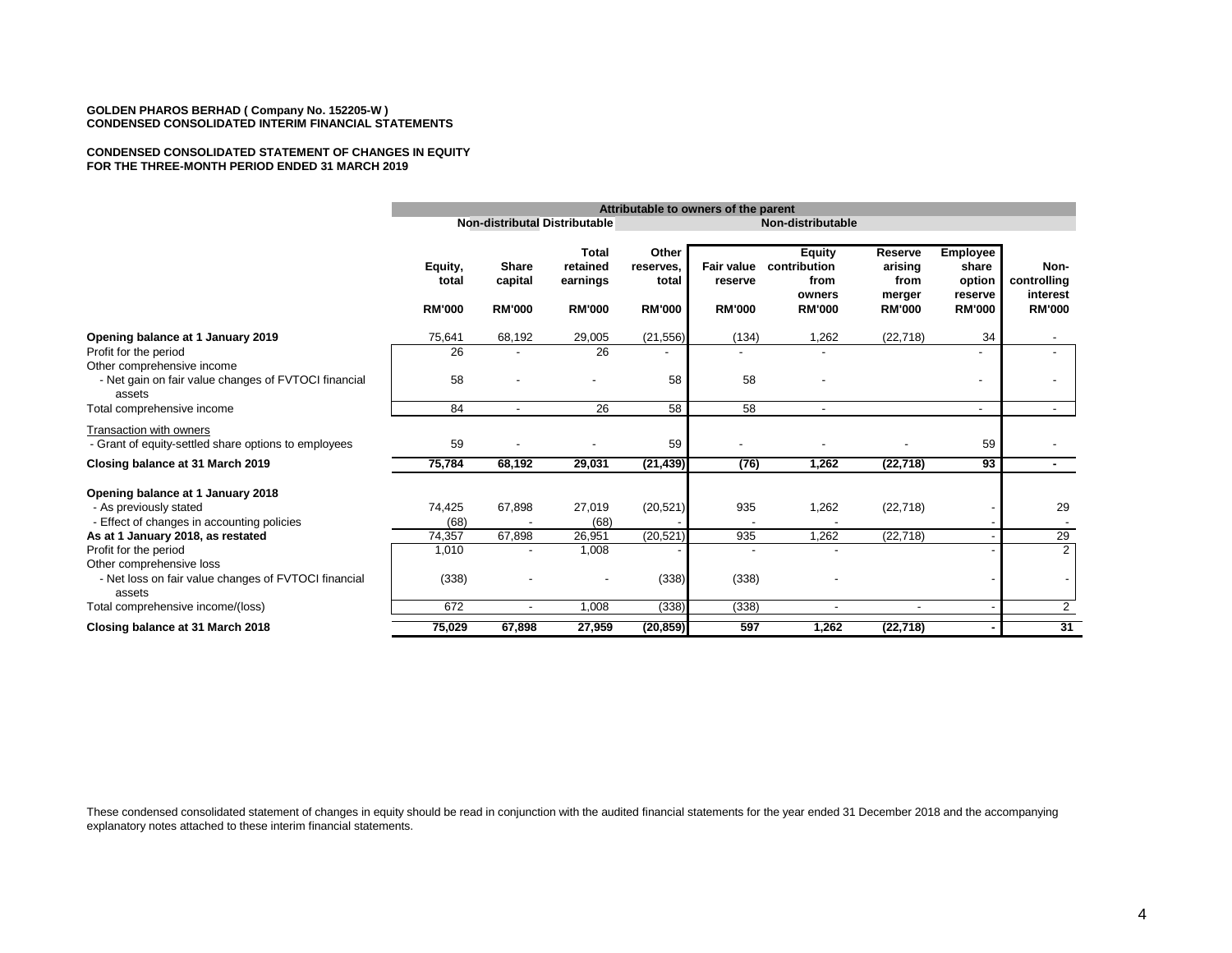**GOLDEN PHAROS BERHAD ( Company No. 152205-W )**
**CONDENSED CONSOLIDATED INTERIM FINANCIAL STATEMENTS**

**CONDENSED CONSOLIDATED STATEMENT OF CHANGES IN EQUITY**
**FOR THE THREE-MONTH PERIOD ENDED 31 MARCH 2019**

| | Attributable to owners of the parent | | | | | | | | |
|---|---|---|---|---|---|---|---|---|---|
| | | Non-distributable | Distributable | Non-distributable | | | | | |
| | **Equity, total** | **Share capital** | **Total retained earnings** | **Other reserves, total** | **Fair value reserve** | **Equity contribution from owners** | **Reserve arising from merger** | **Employee share option reserve** | **Non-controlling interest** |
| | **RM'000** | **RM'000** | **RM'000** | **RM'000** | **RM'000** | **RM'000** | **RM'000** | **RM'000** | **RM'000** |
| **Opening balance at 1 January 2019** | 75,641 | 68,192 | 29,005 | (21,556) | (134) | 1,262 | (22,718) | 34 | - |
| Profit for the period | 26 | - | 26 | - | - | - | | - | - |
| Other comprehensive income | | | | | | | | | |
| - Net gain on fair value changes of FVTOCI financial assets | 58 | - | - | 58 | 58 | - | | - | - |
| Total comprehensive income | 84 | - | 26 | 58 | 58 | - | | - | - |
| Transaction with owners | | | | | | | | | |
| - Grant of equity-settled share options to employees | 59 | - | - | 59 | - | - | - | 59 | - |
| **Closing balance at 31 March 2019** | **75,784** | **68,192** | **29,031** | **(21,439)** | **(76)** | **1,262** | **(22,718)** | **93** | **-** |
| **Opening balance at 1 January 2018** | | | | | | | | | |
| - As previously stated | 74,425 | 67,898 | 27,019 | (20,521) | 935 | 1,262 | (22,718) | - | 29 |
| - Effect of changes in accounting policies | (68) | - | (68) | - | - | - | | - | - |
| **As at 1 January 2018, as restated** | 74,357 | 67,898 | 26,951 | (20,521) | 935 | 1,262 | (22,718) | - | 29 |
| Profit for the period | 1,010 | - | 1,008 | - | - | - | | - | 2 |
| Other comprehensive loss | | | | | | | | | |
| - Net loss on fair value changes of FVTOCI financial assets | (338) | - | - | (338) | (338) | - | | - | - |
| Total comprehensive income/(loss) | 672 | - | 1,008 | (338) | (338) | - | - | - | 2 |
| **Closing balance at 31 March 2018** | **75,029** | **67,898** | **27,959** | **(20,859)** | **597** | **1,262** | **(22,718)** | **-** | **31** |

These condensed consolidated statement of changes in equity should be read in conjunction with the audited financial statements for the year ended 31 December 2018 and the accompanying explanatory notes attached to these interim financial statements.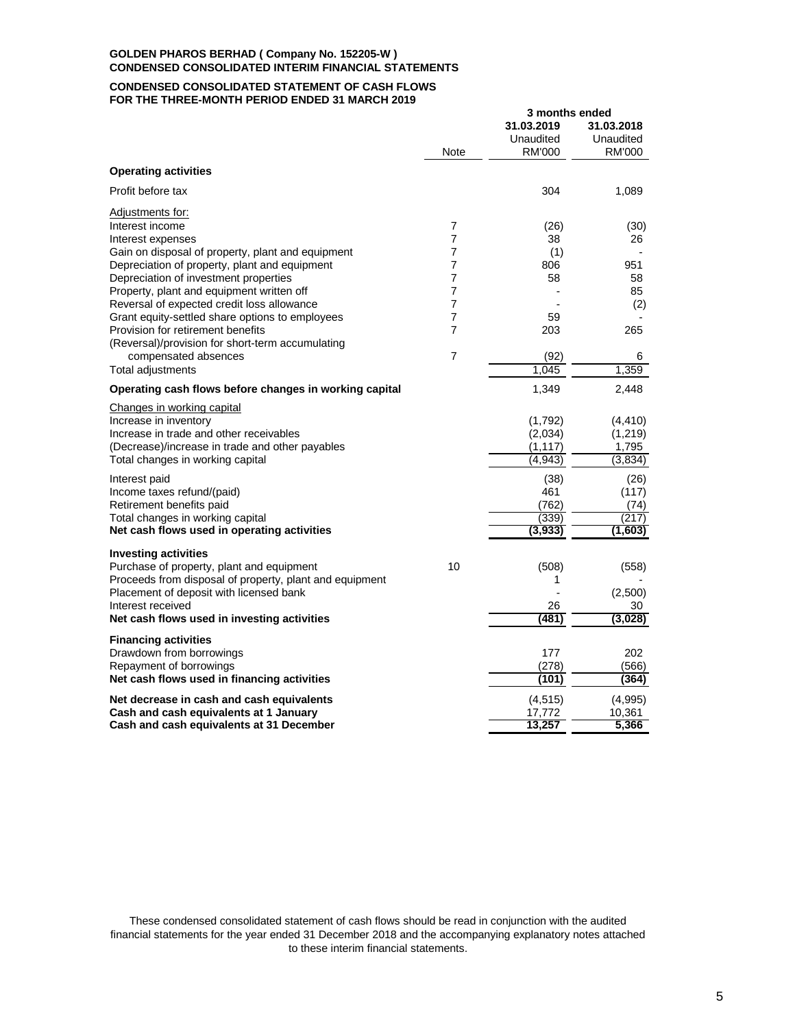**GOLDEN PHAROS BERHAD ( Company No. 152205-W )**
**CONDENSED CONSOLIDATED INTERIM FINANCIAL STATEMENTS**

**CONDENSED CONSOLIDATED STATEMENT OF CASH FLOWS**
**FOR THE THREE-MONTH PERIOD ENDED 31 MARCH 2019**

| | Note | 3 months ended | |
|---|---|---|---|
| | | **31.03.2019** | **31.03.2018** |
| | | Unaudited | Unaudited |
| | | RM'000 | RM'000 |
| **Operating activities** | | | |
| Profit before tax | | 304 | 1,089 |
| Adjustments for: | | | |
| Interest income | 7 | (26) | (30) |
| Interest expenses | 7 | 38 | 26 |
| Gain on disposal of property, plant and equipment | 7 | (1) | - |
| Depreciation of property, plant and equipment | 7 | 806 | 951 |
| Depreciation of investment properties | 7 | 58 | 58 |
| Property, plant and equipment written off | 7 | - | 85 |
| Reversal of expected credit loss allowance | 7 | - | (2) |
| Grant equity-settled share options to employees | 7 | 59 | - |
| Provision for retirement benefits | 7 | 203 | 265 |
| (Reversal)/provision for short-term accumulating compensated absences | 7 | (92) | 6 |
| Total adjustments | | 1,045 | 1,359 |
| **Operating cash flows before changes in working capital** | | 1,349 | 2,448 |
| Changes in working capital | | | |
| Increase in inventory | | (1,792) | (4,410) |
| Increase in trade and other receivables | | (2,034) | (1,219) |
| (Decrease)/increase in trade and other payables | | (1,117) | 1,795 |
| Total changes in working capital | | (4,943) | (3,834) |
| Interest paid | | (38) | (26) |
| Income taxes refund/(paid) | | 461 | (117) |
| Retirement benefits paid | | (762) | (74) |
| Total changes in working capital | | (339) | (217) |
| **Net cash flows used in operating activities** | | **(3,933)** | **(1,603)** |
| **Investing activities** | | | |
| Purchase of property, plant and equipment | 10 | (508) | (558) |
| Proceeds from disposal of property, plant and equipment | | 1 | - |
| Placement of deposit with licensed bank | | - | (2,500) |
| Interest received | | 26 | 30 |
| **Net cash flows used in investing activities** | | **(481)** | **(3,028)** |
| **Financing activities** | | | |
| Drawdown from borrowings | | 177 | 202 |
| Repayment of borrowings | | (278) | (566) |
| **Net cash flows used in financing activities** | | **(101)** | **(364)** |
| **Net decrease in cash and cash equivalents** | | (4,515) | (4,995) |
| **Cash and cash equivalents at 1 January** | | 17,772 | 10,361 |
| **Cash and cash equivalents at 31 December** | | **13,257** | **5,366** |

These condensed consolidated statement of cash flows should be read in conjunction with the audited financial statements for the year ended 31 December 2018 and the accompanying explanatory notes attached to these interim financial statements.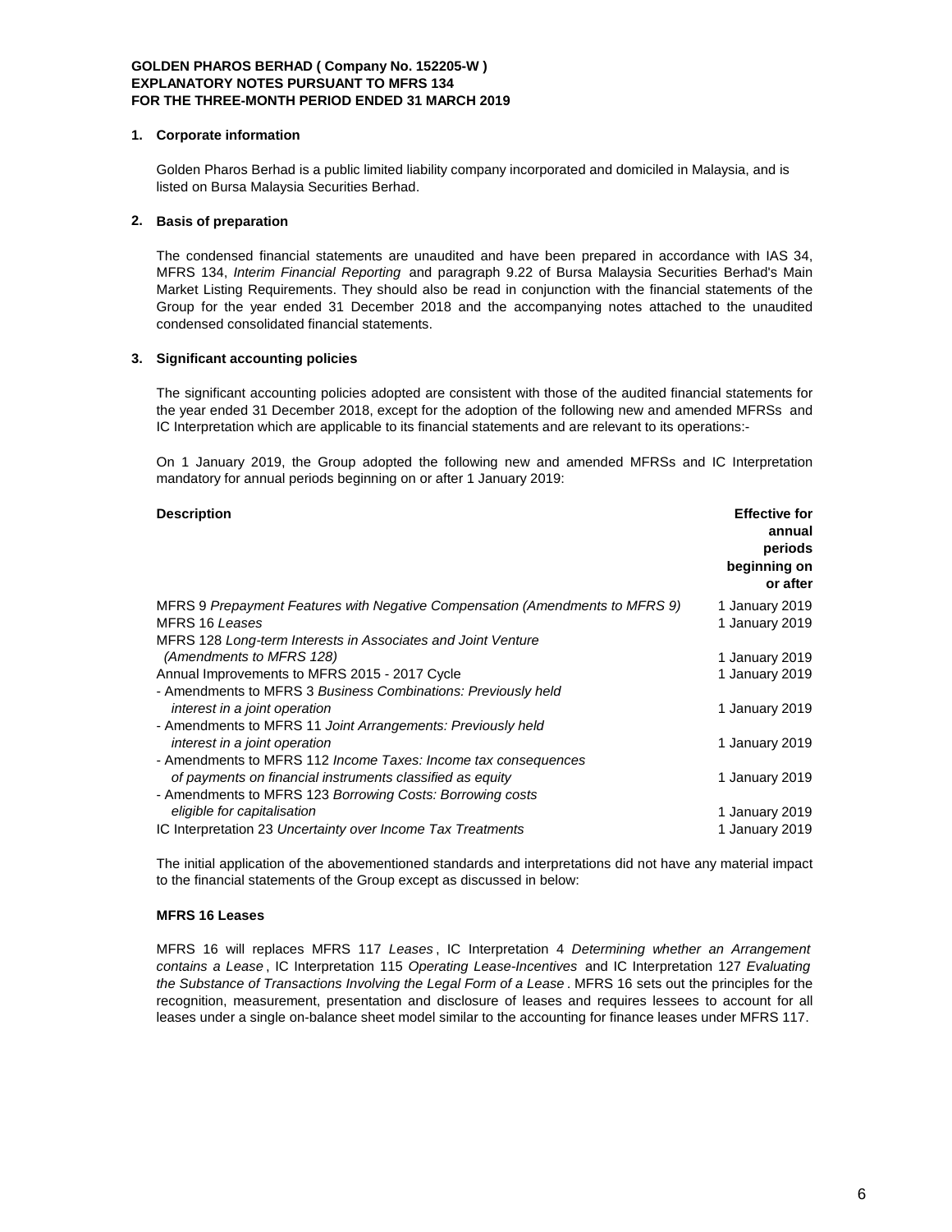**GOLDEN PHAROS BERHAD ( Company No. 152205-W )**
**EXPLANATORY NOTES PURSUANT TO MFRS 134**
**FOR THE THREE-MONTH PERIOD ENDED 31 MARCH 2019**

## 1. Corporate information

Golden Pharos Berhad is a public limited liability company incorporated and domiciled in Malaysia, and is listed on Bursa Malaysia Securities Berhad.

## 2. Basis of preparation

The condensed financial statements are unaudited and have been prepared in accordance with IAS 34, MFRS 134, *Interim Financial Reporting* and paragraph 9.22 of Bursa Malaysia Securities Berhad's Main Market Listing Requirements. They should also be read in conjunction with the financial statements of the Group for the year ended 31 December 2018 and the accompanying notes attached to the unaudited condensed consolidated financial statements.

## 3. Significant accounting policies

The significant accounting policies adopted are consistent with those of the audited financial statements for the year ended 31 December 2018, except for the adoption of the following new and amended MFRSs and IC Interpretation which are applicable to its financial statements and are relevant to its operations:-

On 1 January 2019, the Group adopted the following new and amended MFRSs and IC Interpretation mandatory for annual periods beginning on or after 1 January 2019:

| Description | Effective for annual periods beginning on or after |
|---|---|
| MFRS 9 *Prepayment Features with Negative Compensation (Amendments to MFRS 9)* | 1 January 2019 |
| MFRS 16 *Leases* | 1 January 2019 |
| MFRS 128 *Long-term Interests in Associates and Joint Venture (Amendments to MFRS 128)* | 1 January 2019 |
| Annual Improvements to MFRS 2015 - 2017 Cycle | 1 January 2019 |
| - Amendments to MFRS 3 *Business Combinations: Previously held interest in a joint operation* | 1 January 2019 |
| - Amendments to MFRS 11 *Joint Arrangements: Previously held interest in a joint operation* | 1 January 2019 |
| - Amendments to MFRS 112 *Income Taxes: Income tax consequences of payments on financial instruments classified as equity* | 1 January 2019 |
| - Amendments to MFRS 123 *Borrowing Costs: Borrowing costs eligible for capitalisation* | 1 January 2019 |
| IC Interpretation 23 *Uncertainty over Income Tax Treatments* | 1 January 2019 |

The initial application of the abovementioned standards and interpretations did not have any material impact to the financial statements of the Group except as discussed in below:

**MFRS 16 Leases**

MFRS 16 will replaces MFRS 117 *Leases*, IC Interpretation 4 *Determining whether an Arrangement contains a Lease*, IC Interpretation 115 *Operating Lease-Incentives* and IC Interpretation 127 *Evaluating the Substance of Transactions Involving the Legal Form of a Lease*. MFRS 16 sets out the principles for the recognition, measurement, presentation and disclosure of leases and requires lessees to account for all leases under a single on-balance sheet model similar to the accounting for finance leases under MFRS 117.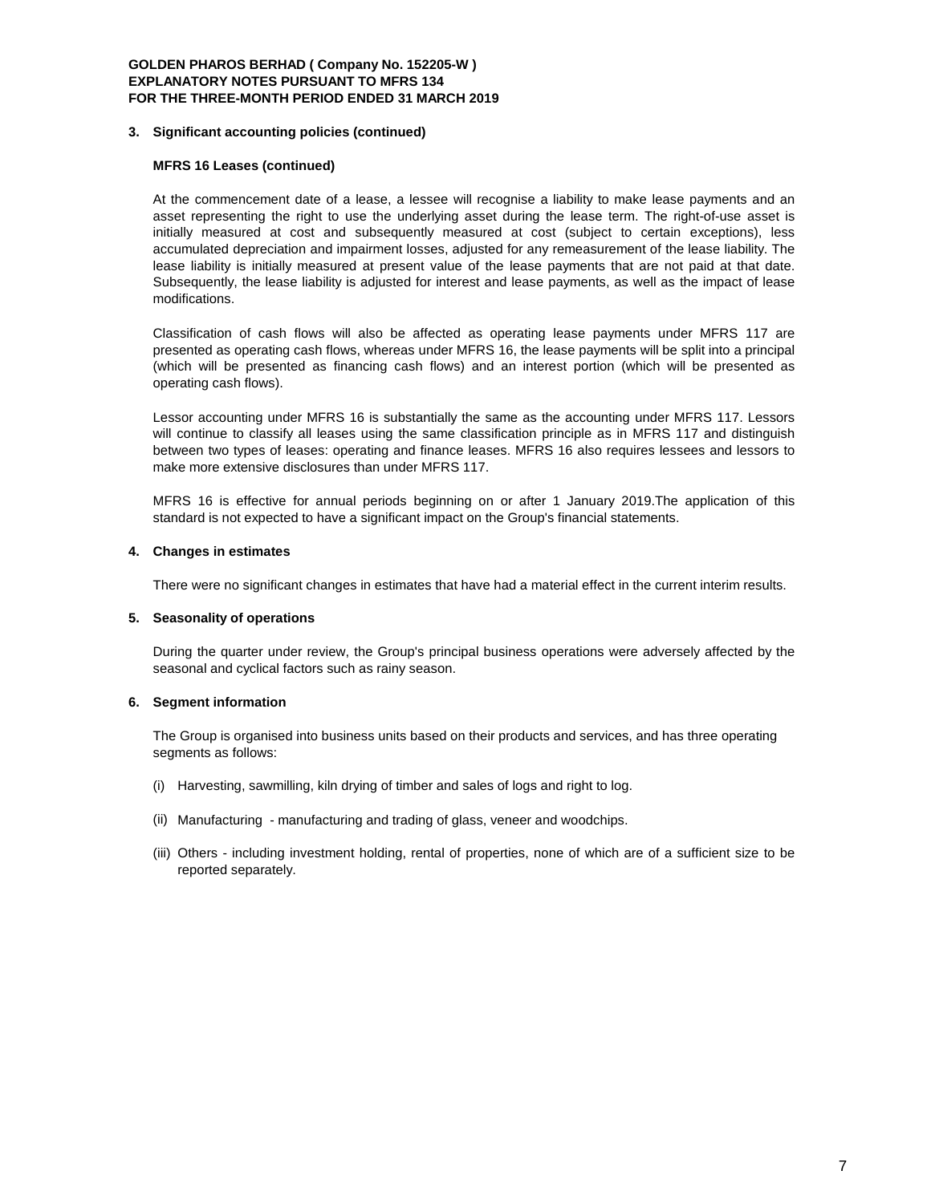**GOLDEN PHAROS BERHAD ( Company No. 152205-W )**
**EXPLANATORY NOTES PURSUANT TO MFRS 134**
**FOR THE THREE-MONTH PERIOD ENDED 31 MARCH 2019**

## 3. Significant accounting policies (continued)

### MFRS 16 Leases (continued)

At the commencement date of a lease, a lessee will recognise a liability to make lease payments and an asset representing the right to use the underlying asset during the lease term. The right-of-use asset is initially measured at cost and subsequently measured at cost (subject to certain exceptions), less accumulated depreciation and impairment losses, adjusted for any remeasurement of the lease liability. The lease liability is initially measured at present value of the lease payments that are not paid at that date. Subsequently, the lease liability is adjusted for interest and lease payments, as well as the impact of lease modifications.

Classification of cash flows will also be affected as operating lease payments under MFRS 117 are presented as operating cash flows, whereas under MFRS 16, the lease payments will be split into a principal (which will be presented as financing cash flows) and an interest portion (which will be presented as operating cash flows).

Lessor accounting under MFRS 16 is substantially the same as the accounting under MFRS 117. Lessors will continue to classify all leases using the same classification principle as in MFRS 117 and distinguish between two types of leases: operating and finance leases. MFRS 16 also requires lessees and lessors to make more extensive disclosures than under MFRS 117.

MFRS 16 is effective for annual periods beginning on or after 1 January 2019.The application of this standard is not expected to have a significant impact on the Group's financial statements.

## 4. Changes in estimates

There were no significant changes in estimates that have had a material effect in the current interim results.

## 5. Seasonality of operations

During the quarter under review, the Group's principal business operations were adversely affected by the seasonal and cyclical factors such as rainy season.

## 6. Segment information

The Group is organised into business units based on their products and services, and has three operating segments as follows:

(i) Harvesting, sawmilling, kiln drying of timber and sales of logs and right to log.

(ii) Manufacturing - manufacturing and trading of glass, veneer and woodchips.

(iii) Others - including investment holding, rental of properties, none of which are of a sufficient size to be reported separately.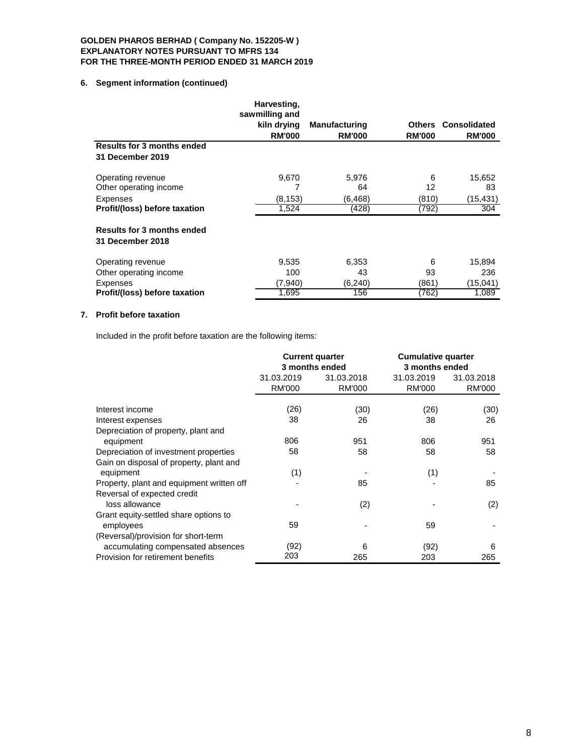**GOLDEN PHAROS BERHAD ( Company No. 152205-W )**
**EXPLANATORY NOTES PURSUANT TO MFRS 134**
**FOR THE THREE-MONTH PERIOD ENDED 31 MARCH 2019**

**6. Segment information (continued)**

| | Harvesting, sawmilling and kiln drying RM'000 | Manufacturing RM'000 | Others RM'000 | Consolidated RM'000 |
|---|---|---|---|---|
| **Results for 3 months ended 31 December 2019** | | | | |
| Operating revenue | 9,670 | 5,976 | 6 | 15,652 |
| Other operating income | 7 | 64 | 12 | 83 |
| Expenses | (8,153) | (6,468) | (810) | (15,431) |
| **Profit/(loss) before taxation** | 1,524 | (428) | (792) | 304 |
| **Results for 3 months ended 31 December 2018** | | | | |
| Operating revenue | 9,535 | 6,353 | 6 | 15,894 |
| Other operating income | 100 | 43 | 93 | 236 |
| Expenses | (7,940) | (6,240) | (861) | (15,041) |
| **Profit/(loss) before taxation** | 1,695 | 156 | (762) | 1,089 |

**7. Profit before taxation**

Included in the profit before taxation are the following items:

| | Current quarter 3 months ended | | Cumulative quarter 3 months ended | |
|---|---|---|---|---|
| | 31.03.2019 RM'000 | 31.03.2018 RM'000 | 31.03.2019 RM'000 | 31.03.2018 RM'000 |
| Interest income | (26) | (30) | (26) | (30) |
| Interest expenses | 38 | 26 | 38 | 26 |
| Depreciation of property, plant and equipment | 806 | 951 | 806 | 951 |
| Depreciation of investment properties | 58 | 58 | 58 | 58 |
| Gain on disposal of property, plant and equipment | (1) | - | (1) | - |
| Property, plant and equipment written off | - | 85 | - | 85 |
| Reversal of expected credit loss allowance | - | (2) | - | (2) |
| Grant equity-settled share options to employees | 59 | - | 59 | - |
| (Reversal)/provision for short-term accumulating compensated absences | (92) | 6 | (92) | 6 |
| Provision for retirement benefits | 203 | 265 | 203 | 265 |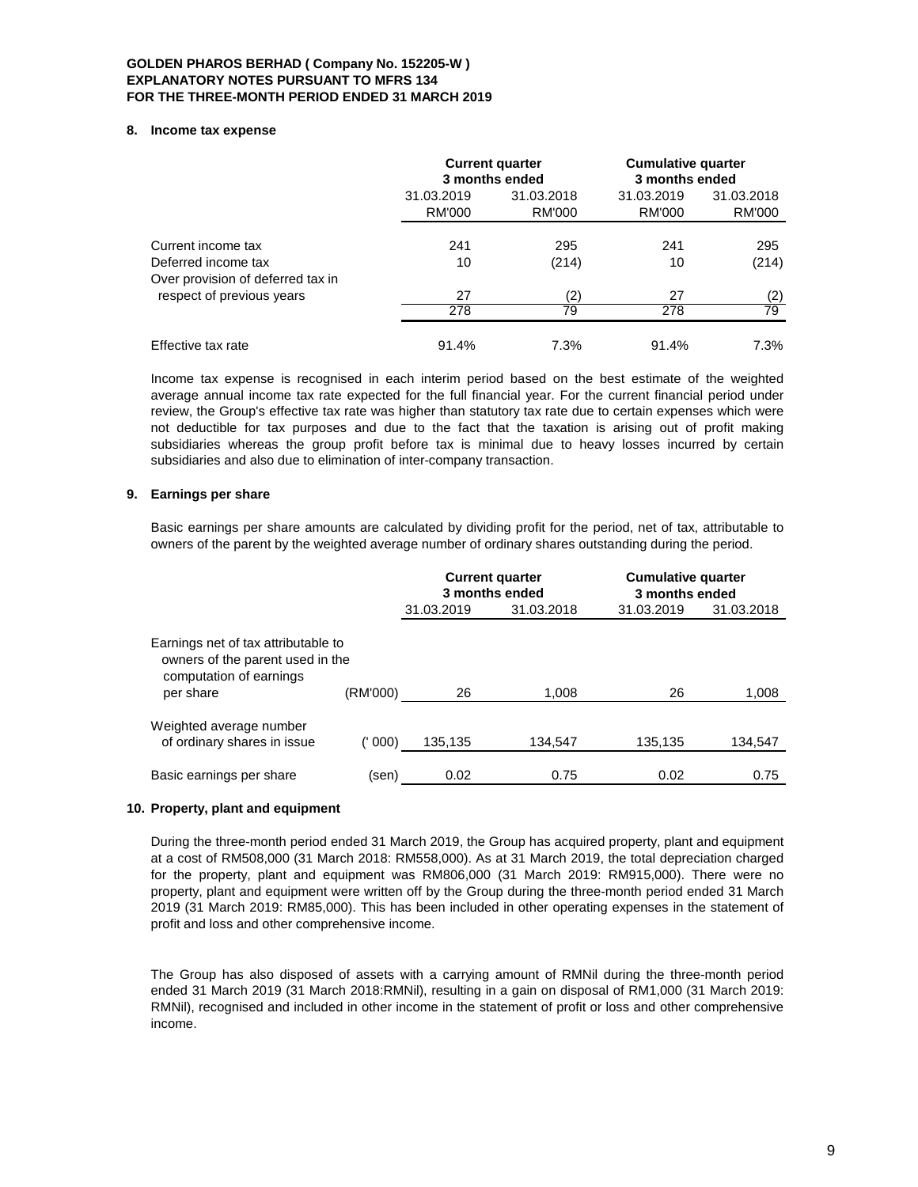**GOLDEN PHAROS BERHAD ( Company No. 152205-W )**
**EXPLANATORY NOTES PURSUANT TO MFRS 134**
**FOR THE THREE-MONTH PERIOD ENDED 31 MARCH 2019**

## 8. Income tax expense

| | Current quarter 3 months ended | | Cumulative quarter 3 months ended | |
|---|---|---|---|---|
| | 31.03.2019 | 31.03.2018 | 31.03.2019 | 31.03.2018 |
| | RM'000 | RM'000 | RM'000 | RM'000 |
| Current income tax | 241 | 295 | 241 | 295 |
| Deferred income tax | 10 | (214) | 10 | (214) |
| Over provision of deferred tax in respect of previous years | 27 | (2) | 27 | (2) |
| | 278 | 79 | 278 | 79 |
| Effective tax rate | 91.4% | 7.3% | 91.4% | 7.3% |

Income tax expense is recognised in each interim period based on the best estimate of the weighted average annual income tax rate expected for the full financial year. For the current financial period under review, the Group's effective tax rate was higher than statutory tax rate due to certain expenses which were not deductible for tax purposes and due to the fact that the taxation is arising out of profit making subsidiaries whereas the group profit before tax is minimal due to heavy losses incurred by certain subsidiaries and also due to elimination of inter-company transaction.

## 9. Earnings per share

Basic earnings per share amounts are calculated by dividing profit for the period, net of tax, attributable to owners of the parent by the weighted average number of ordinary shares outstanding during the period.

| | | Current quarter 3 months ended | | Cumulative quarter 3 months ended | |
|---|---|---|---|---|---|
| | | 31.03.2019 | 31.03.2018 | 31.03.2019 | 31.03.2018 |
| Earnings net of tax attributable to owners of the parent used in the computation of earnings per share | (RM'000) | 26 | 1,008 | 26 | 1,008 |
| Weighted average number of ordinary shares in issue | (' 000) | 135,135 | 134,547 | 135,135 | 134,547 |
| Basic earnings per share | (sen) | 0.02 | 0.75 | 0.02 | 0.75 |

## 10. Property, plant and equipment

During the three-month period ended 31 March 2019, the Group has acquired property, plant and equipment at a cost of RM508,000 (31 March 2018: RM558,000). As at 31 March 2019, the total depreciation charged for the property, plant and equipment was RM806,000 (31 March 2019: RM915,000). There were no property, plant and equipment were written off by the Group during the three-month period ended 31 March 2019 (31 March 2019: RM85,000). This has been included in other operating expenses in the statement of profit and loss and other comprehensive income.

The Group has also disposed of assets with a carrying amount of RMNil during the three-month period ended 31 March 2019 (31 March 2018:RMNil), resulting in a gain on disposal of RM1,000 (31 March 2019: RMNil), recognised and included in other income in the statement of profit or loss and other comprehensive income.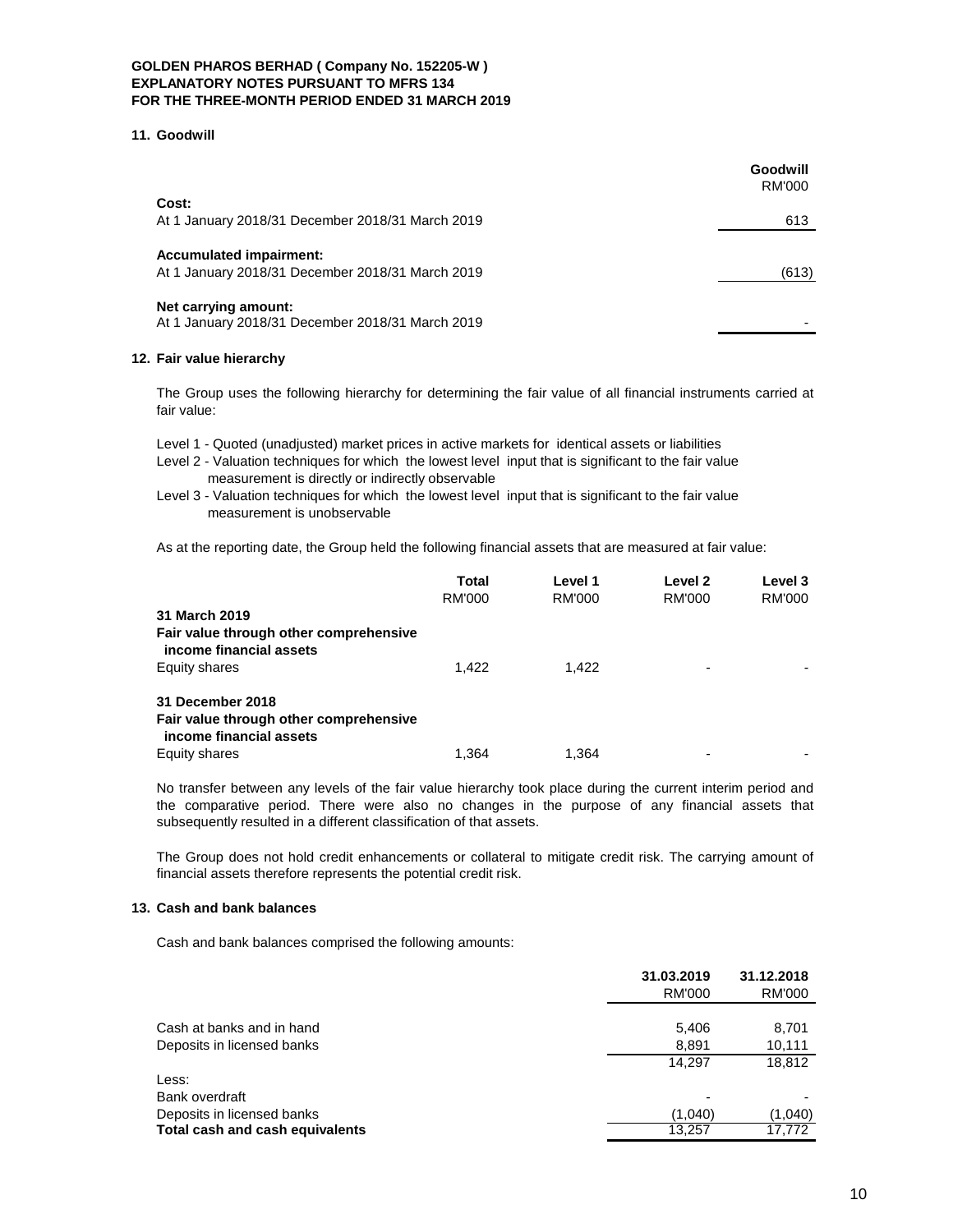**GOLDEN PHAROS BERHAD ( Company No. 152205-W )**
**EXPLANATORY NOTES PURSUANT TO MFRS 134**
**FOR THE THREE-MONTH PERIOD ENDED 31 MARCH 2019**

## 11. Goodwill

| | **Goodwill** RM'000 |
|---|---|
| **Cost:** | |
| At 1 January 2018/31 December 2018/31 March 2019 | 613 |
| **Accumulated impairment:** | |
| At 1 January 2018/31 December 2018/31 March 2019 | (613) |
| **Net carrying amount:** | |
| At 1 January 2018/31 December 2018/31 March 2019 | - |

## 12. Fair value hierarchy

The Group uses the following hierarchy for determining the fair value of all financial instruments carried at fair value:

Level 1 - Quoted (unadjusted) market prices in active markets for identical assets or liabilities
Level 2 - Valuation techniques for which the lowest level input that is significant to the fair value measurement is directly or indirectly observable
Level 3 - Valuation techniques for which the lowest level input that is significant to the fair value measurement is unobservable

As at the reporting date, the Group held the following financial assets that are measured at fair value:

| | **Total** RM'000 | **Level 1** RM'000 | **Level 2** RM'000 | **Level 3** RM'000 |
|---|---|---|---|---|
| **31 March 2019** | | | | |
| **Fair value through other comprehensive income financial assets** | | | | |
| Equity shares | 1,422 | 1,422 | - | - |
| **31 December 2018** | | | | |
| **Fair value through other comprehensive income financial assets** | | | | |
| Equity shares | 1,364 | 1,364 | - | - |

No transfer between any levels of the fair value hierarchy took place during the current interim period and the comparative period. There were also no changes in the purpose of any financial assets that subsequently resulted in a different classification of that assets.

The Group does not hold credit enhancements or collateral to mitigate credit risk. The carrying amount of financial assets therefore represents the potential credit risk.

## 13. Cash and bank balances

Cash and bank balances comprised the following amounts:

| | **31.03.2019** RM'000 | **31.12.2018** RM'000 |
|---|---|---|
| Cash at banks and in hand | 5,406 | 8,701 |
| Deposits in licensed banks | 8,891 | 10,111 |
| | 14,297 | 18,812 |
| Less: | | |
| Bank overdraft | - | - |
| Deposits in licensed banks | (1,040) | (1,040) |
| **Total cash and cash equivalents** | 13,257 | 17,772 |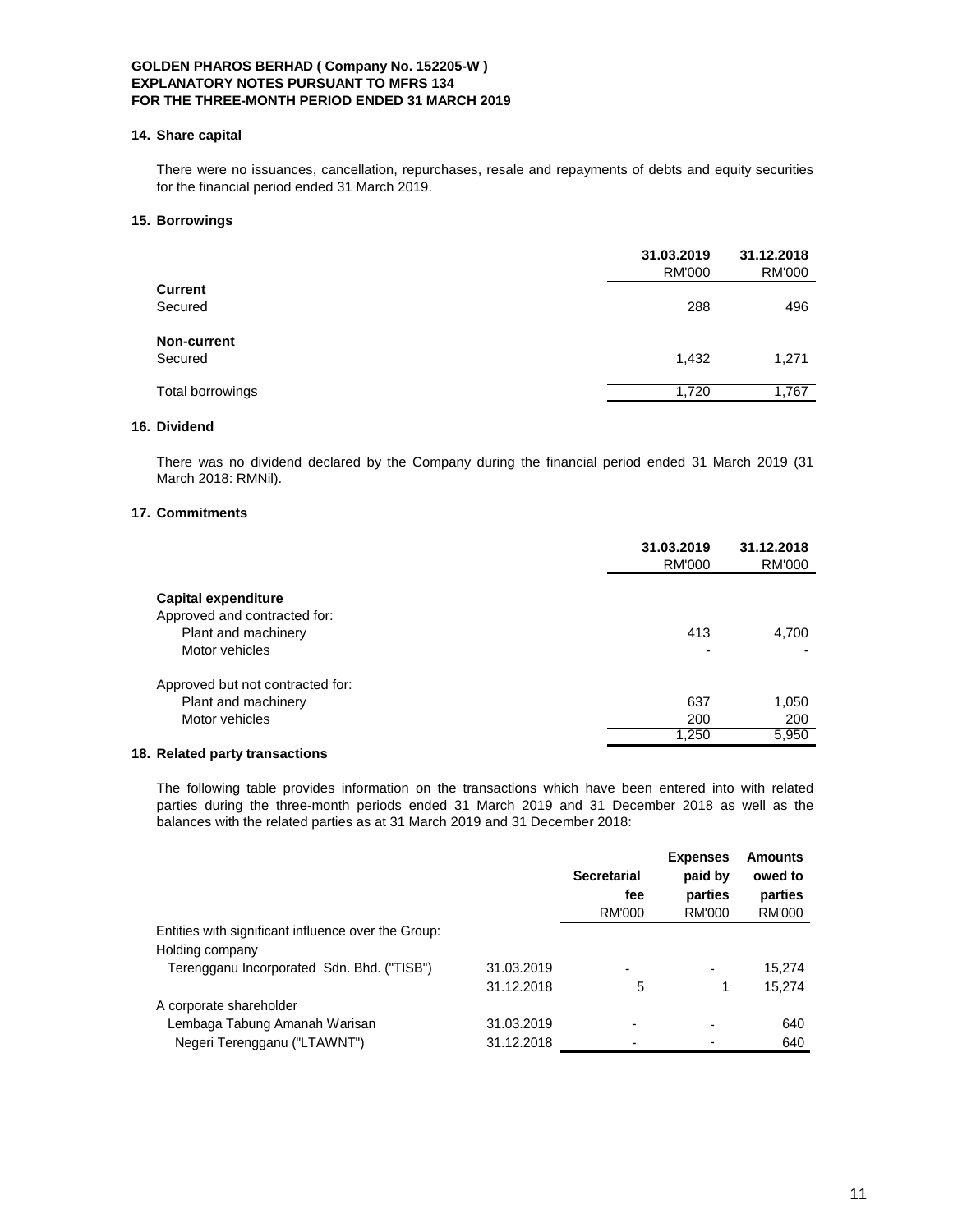**GOLDEN PHAROS BERHAD ( Company No. 152205-W )**
**EXPLANATORY NOTES PURSUANT TO MFRS 134**
**FOR THE THREE-MONTH PERIOD ENDED 31 MARCH 2019**

## 14. Share capital

There were no issuances, cancellation, repurchases, resale and repayments of debts and equity securities for the financial period ended 31 March 2019.

## 15. Borrowings

| | 31.03.2019 | 31.12.2018 |
|---|---|---|
| | RM'000 | RM'000 |
| **Current** | | |
| Secured | 288 | 496 |
| **Non-current** | | |
| Secured | 1,432 | 1,271 |
| Total borrowings | 1,720 | 1,767 |

## 16. Dividend

There was no dividend declared by the Company during the financial period ended 31 March 2019 (31 March 2018: RMNil).

## 17. Commitments

| | 31.03.2019 | 31.12.2018 |
|---|---|---|
| | RM'000 | RM'000 |
| **Capital expenditure** | | |
| Approved and contracted for: | | |
| Plant and machinery | 413 | 4,700 |
| Motor vehicles | - | - |
| Approved but not contracted for: | | |
| Plant and machinery | 637 | 1,050 |
| Motor vehicles | 200 | 200 |
| | 1,250 | 5,950 |

## 18. Related party transactions

The following table provides information on the transactions which have been entered into with related parties during the three-month periods ended 31 March 2019 and 31 December 2018 as well as the balances with the related parties as at 31 March 2019 and 31 December 2018:

| | | Secretarial fee | Expenses paid by parties | Amounts owed to parties |
|---|---|---|---|---|
| | | RM'000 | RM'000 | RM'000 |
| Entities with significant influence over the Group: | | | | |
| Holding company | | | | |
| Terengganu Incorporated Sdn. Bhd. ("TISB") | 31.03.2019 | - | - | 15,274 |
| | 31.12.2018 | 5 | 1 | 15,274 |
| A corporate shareholder | | | | |
| Lembaga Tabung Amanah Warisan | 31.03.2019 | - | - | 640 |
| Negeri Terengganu ("LTAWNT") | 31.12.2018 | - | - | 640 |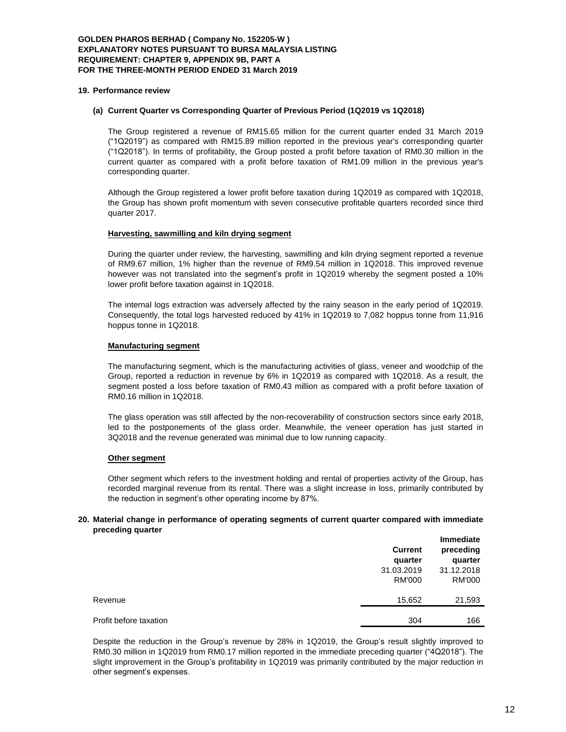**GOLDEN PHAROS BERHAD ( Company No. 152205-W )**
**EXPLANATORY NOTES PURSUANT TO BURSA MALAYSIA LISTING REQUIREMENT: CHAPTER 9, APPENDIX 9B, PART A**
**FOR THE THREE-MONTH PERIOD ENDED 31 March 2019**

## 19. Performance review

### (a) Current Quarter vs Corresponding Quarter of Previous Period (1Q2019 vs 1Q2018)

The Group registered a revenue of RM15.65 million for the current quarter ended 31 March 2019 ("1Q2019") as compared with RM15.89 million reported in the previous year's corresponding quarter ("1Q2018"). In terms of profitability, the Group posted a profit before taxation of RM0.30 million in the current quarter as compared with a profit before taxation of RM1.09 million in the previous year's corresponding quarter.

Although the Group registered a lower profit before taxation during 1Q2019 as compared with 1Q2018, the Group has shown profit momentum with seven consecutive profitable quarters recorded since third quarter 2017.

**Harvesting, sawmilling and kiln drying segment**

During the quarter under review, the harvesting, sawmilling and kiln drying segment reported a revenue of RM9.67 million, 1% higher than the revenue of RM9.54 million in 1Q2018. This improved revenue however was not translated into the segment's profit in 1Q2019 whereby the segment posted a 10% lower profit before taxation against in 1Q2018.

The internal logs extraction was adversely affected by the rainy season in the early period of 1Q2019. Consequently, the total logs harvested reduced by 41% in 1Q2019 to 7,082 hoppus tonne from 11,916 hoppus tonne in 1Q2018.

**Manufacturing segment**

The manufacturing segment, which is the manufacturing activities of glass, veneer and woodchip of the Group, reported a reduction in revenue by 6% in 1Q2019 as compared with 1Q2018. As a result, the segment posted a loss before taxation of RM0.43 million as compared with a profit before taxation of RM0.16 million in 1Q2018.

The glass operation was still affected by the non-recoverability of construction sectors since early 2018, led to the postponements of the glass order. Meanwhile, the veneer operation has just started in 3Q2018 and the revenue generated was minimal due to low running capacity.

**Other segment**

Other segment which refers to the investment holding and rental of properties activity of the Group, has recorded marginal revenue from its rental. There was a slight increase in loss, primarily contributed by the reduction in segment's other operating income by 87%.

## 20. Material change in performance of operating segments of current quarter compared with immediate preceding quarter

| | Current quarter 31.03.2019 RM'000 | Immediate preceding quarter 31.12.2018 RM'000 |
|---|---|---|
| Revenue | 15,652 | 21,593 |
| Profit before taxation | 304 | 166 |

Despite the reduction in the Group's revenue by 28% in 1Q2019, the Group's result slightly improved to RM0.30 million in 1Q2019 from RM0.17 million reported in the immediate preceding quarter ("4Q2018"). The slight improvement in the Group's profitability in 1Q2019 was primarily contributed by the major reduction in other segment's expenses.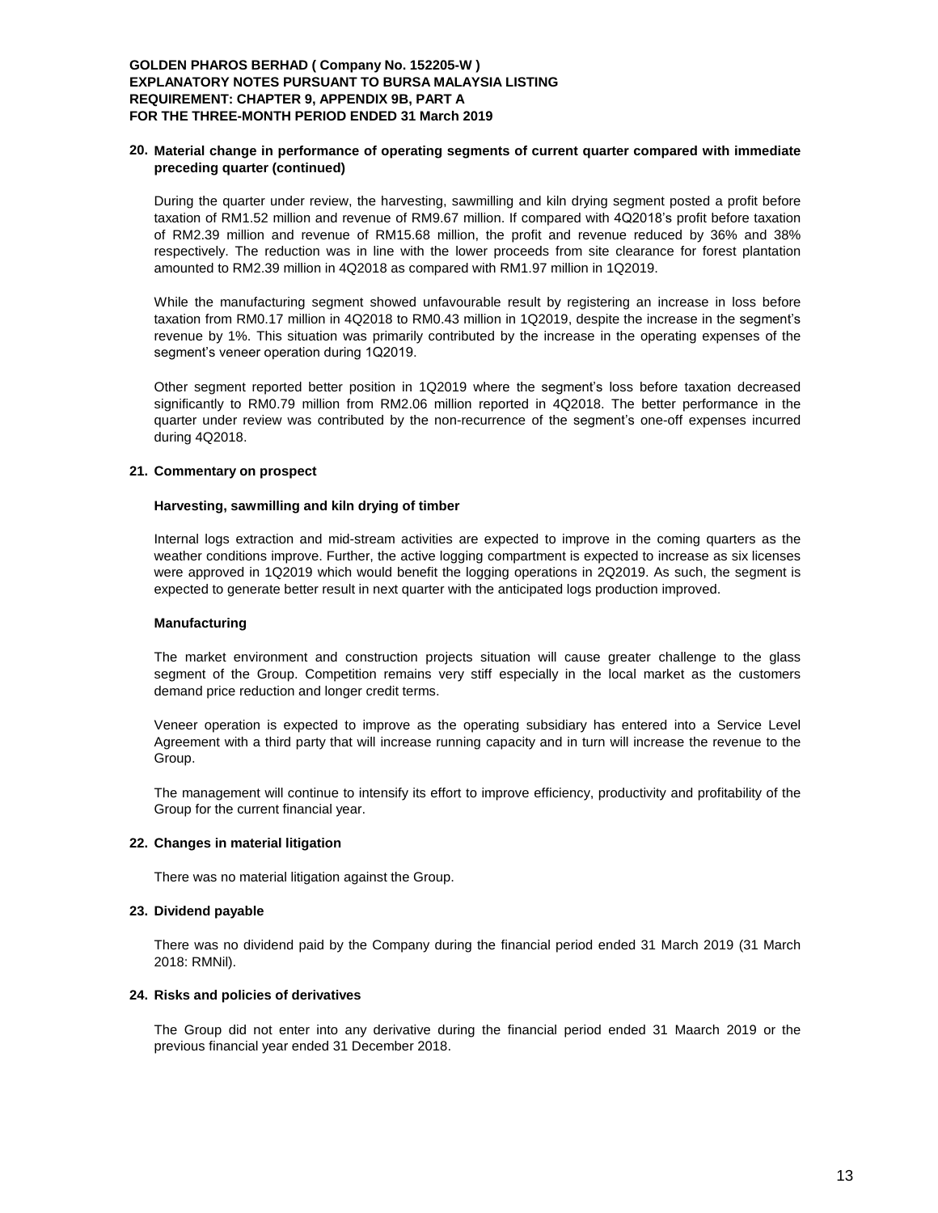**GOLDEN PHAROS BERHAD ( Company No. 152205-W )**
**EXPLANATORY NOTES PURSUANT TO BURSA MALAYSIA LISTING REQUIREMENT: CHAPTER 9, APPENDIX 9B, PART A**
**FOR THE THREE-MONTH PERIOD ENDED 31 March 2019**

## 20. Material change in performance of operating segments of current quarter compared with immediate preceding quarter (continued)

During the quarter under review, the harvesting, sawmilling and kiln drying segment posted a profit before taxation of RM1.52 million and revenue of RM9.67 million. If compared with 4Q2018's profit before taxation of RM2.39 million and revenue of RM15.68 million, the profit and revenue reduced by 36% and 38% respectively. The reduction was in line with the lower proceeds from site clearance for forest plantation amounted to RM2.39 million in 4Q2018 as compared with RM1.97 million in 1Q2019.

While the manufacturing segment showed unfavourable result by registering an increase in loss before taxation from RM0.17 million in 4Q2018 to RM0.43 million in 1Q2019, despite the increase in the segment's revenue by 1%. This situation was primarily contributed by the increase in the operating expenses of the segment's veneer operation during 1Q2019.

Other segment reported better position in 1Q2019 where the segment's loss before taxation decreased significantly to RM0.79 million from RM2.06 million reported in 4Q2018. The better performance in the quarter under review was contributed by the non-recurrence of the segment's one-off expenses incurred during 4Q2018.

## 21. Commentary on prospect

**Harvesting, sawmilling and kiln drying of timber**

Internal logs extraction and mid-stream activities are expected to improve in the coming quarters as the weather conditions improve. Further, the active logging compartment is expected to increase as six licenses were approved in 1Q2019 which would benefit the logging operations in 2Q2019. As such, the segment is expected to generate better result in next quarter with the anticipated logs production improved.

**Manufacturing**

The market environment and construction projects situation will cause greater challenge to the glass segment of the Group. Competition remains very stiff especially in the local market as the customers demand price reduction and longer credit terms.

Veneer operation is expected to improve as the operating subsidiary has entered into a Service Level Agreement with a third party that will increase running capacity and in turn will increase the revenue to the Group.

The management will continue to intensify its effort to improve efficiency, productivity and profitability of the Group for the current financial year.

## 22. Changes in material litigation

There was no material litigation against the Group.

## 23. Dividend payable

There was no dividend paid by the Company during the financial period ended 31 March 2019 (31 March 2018: RMNil).

## 24. Risks and policies of derivatives

The Group did not enter into any derivative during the financial period ended 31 Maarch 2019 or the previous financial year ended 31 December 2018.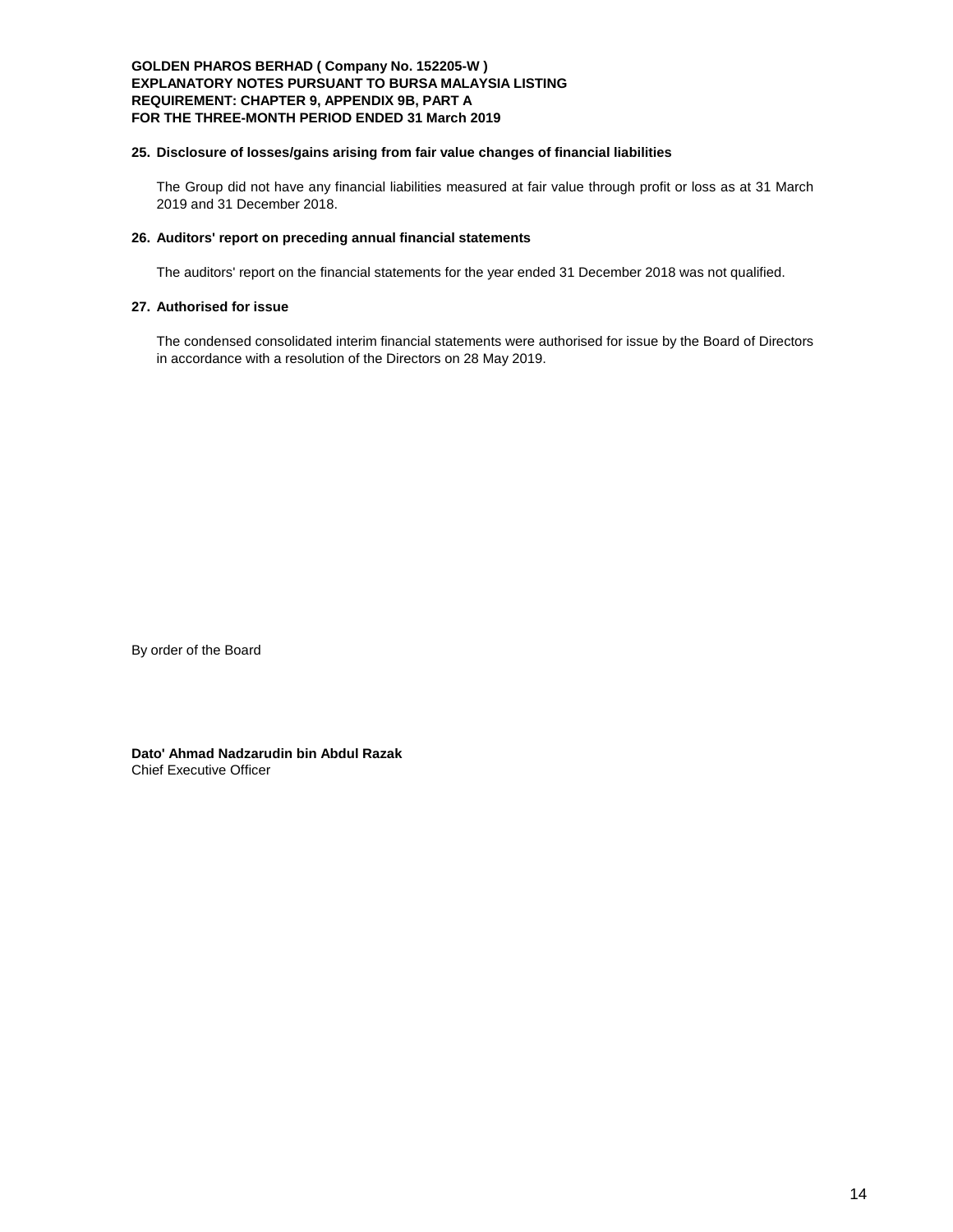### 25. Disclosure of losses/gains arising from fair value changes of financial liabilities

The Group did not have any financial liabilities measured at fair value through profit or loss as at 31 March 2019 and 31 December 2018.

### 26. Auditors' report on preceding annual financial statements

The auditors' report on the financial statements for the year ended 31 December 2018 was not qualified.

### 27. Authorised for issue

The condensed consolidated interim financial statements were authorised for issue by the Board of Directors in accordance with a resolution of the Directors on 28 May 2019.

By order of the Board

**Dato' Ahmad Nadzarudin bin Abdul Razak**
Chief Executive Officer